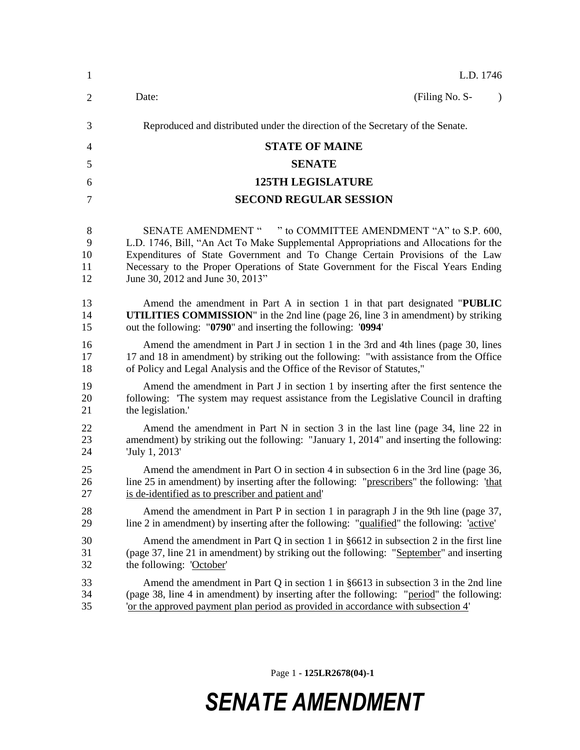L.D. 1746

Date: (Filing No. S- )

Reproduced and distributed under the direction of the Secretary of the Senate.

# STATE OF MAINE

## SENATE

## 125TH LEGISLATURE

## SECOND REGULAR SESSION

SENATE AMENDMENT " " to COMMITTEE AMENDMENT "A" to S.P. 600, L.D. 1746, Bill, "An Act To Make Supplemental Appropriations and Allocations for the Expenditures of State Government and To Change Certain Provisions of the Law Necessary to the Proper Operations of State Government for the Fiscal Years Ending June 30, 2012 and June 30, 2013"

Amend the amendment in Part A in section 1 in that part designated "**PUBLIC UTILITIES COMMISSION**" in the 2nd line (page 26, line 3 in amendment) by striking out the following: "**0790**" and inserting the following: '**0994**'

Amend the amendment in Part J in section 1 in the 3rd and 4th lines (page 30, lines 17 and 18 in amendment) by striking out the following: "with assistance from the Office of Policy and Legal Analysis and the Office of the Revisor of Statutes,"

Amend the amendment in Part J in section 1 by inserting after the first sentence the following: 'The system may request assistance from the Legislative Council in drafting the legislation.'

Amend the amendment in Part N in section 3 in the last line (page 34, line 22 in amendment) by striking out the following: "January 1, 2014" and inserting the following: 'July 1, 2013'

Amend the amendment in Part O in section 4 in subsection 6 in the 3rd line (page 36, line 25 in amendment) by inserting after the following: "<u>prescribers</u>" the following: '<u>that is de-identified as to prescriber and patient and</u>'

Amend the amendment in Part P in section 1 in paragraph J in the 9th line (page 37, line 2 in amendment) by inserting after the following: "<u>qualified</u>" the following: '<u>active</u>'

Amend the amendment in Part Q in section 1 in §6612 in subsection 2 in the first line (page 37, line 21 in amendment) by striking out the following: "<u>September</u>" and inserting the following: '<u>October</u>'

Amend the amendment in Part Q in section 1 in §6613 in subsection 3 in the 2nd line (page 38, line 4 in amendment) by inserting after the following: "<u>period</u>" the following: '<u>or the approved payment plan period as provided in accordance with subsection 4</u>'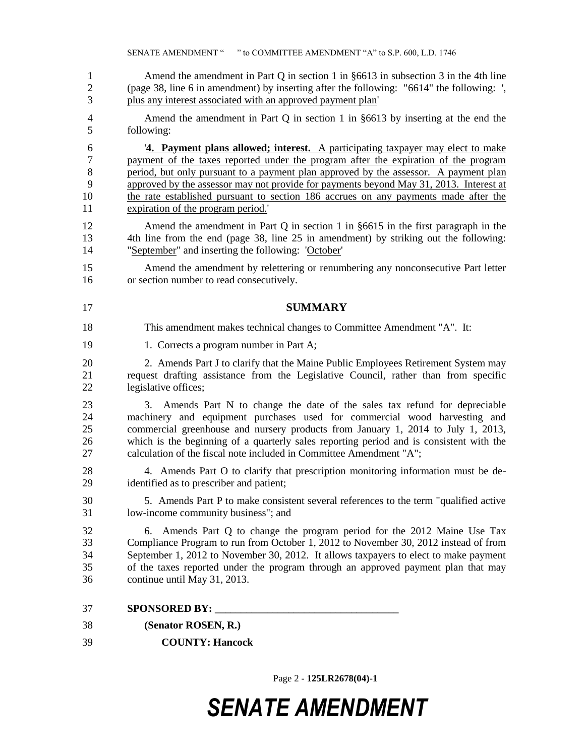Amend the amendment in Part Q in section 1 in §6613 in subsection 3 in the 4th line (page 38, line 6 in amendment) by inserting after the following: "6614" the following: ', plus any interest associated with an approved payment plan'

Amend the amendment in Part Q in section 1 in §6613 by inserting at the end the following:

'**4. Payment plans allowed; interest.** A participating taxpayer may elect to make payment of the taxes reported under the program after the expiration of the program period, but only pursuant to a payment plan approved by the assessor. A payment plan approved by the assessor may not provide for payments beyond May 31, 2013. Interest at the rate established pursuant to section 186 accrues on any payments made after the expiration of the program period.'

Amend the amendment in Part Q in section 1 in §6615 in the first paragraph in the 4th line from the end (page 38, line 25 in amendment) by striking out the following: "September" and inserting the following: 'October'

Amend the amendment by relettering or renumbering any nonconsecutive Part letter or section number to read consecutively.

## SUMMARY

This amendment makes technical changes to Committee Amendment "A". It:

1. Corrects a program number in Part A;

2. Amends Part J to clarify that the Maine Public Employees Retirement System may request drafting assistance from the Legislative Council, rather than from specific legislative offices;

3. Amends Part N to change the date of the sales tax refund for depreciable machinery and equipment purchases used for commercial wood harvesting and commercial greenhouse and nursery products from January 1, 2014 to July 1, 2013, which is the beginning of a quarterly sales reporting period and is consistent with the calculation of the fiscal note included in Committee Amendment "A";

4. Amends Part O to clarify that prescription monitoring information must be de-identified as to prescriber and patient;

5. Amends Part P to make consistent several references to the term "qualified active low-income community business"; and

6. Amends Part Q to change the program period for the 2012 Maine Use Tax Compliance Program to run from October 1, 2012 to November 30, 2012 instead of from September 1, 2012 to November 30, 2012. It allows taxpayers to elect to make payment of the taxes reported under the program through an approved payment plan that may continue until May 31, 2013.

**SPONSORED BY: \_\_\_\_\_\_\_\_\_\_\_\_\_\_\_\_\_\_\_\_\_\_\_\_\_\_\_\_\_\_\_\_\_\_\_\_**

**(Senator ROSEN, R.)**

**COUNTY: Hancock**